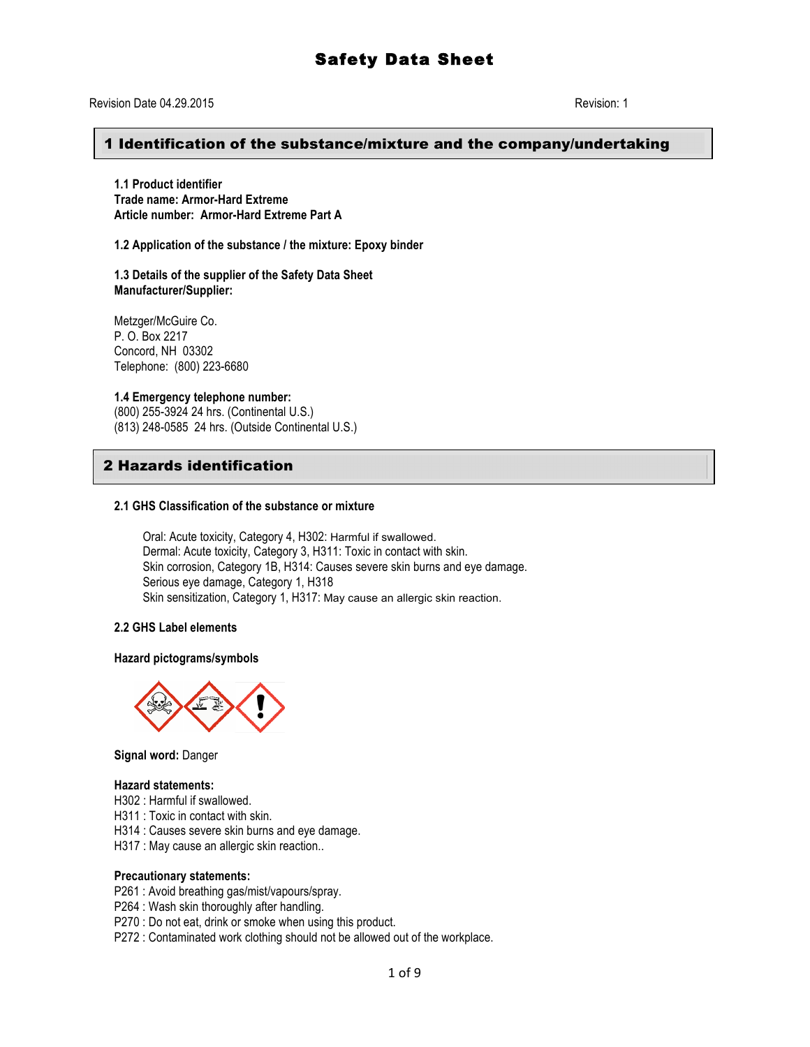# Safety Data Sheet

Revision Date 04.29.2015 Revision: 1

## 1 Identification of the substance/mixture and the company/undertaking

**1.1 Product identifier**
**Trade name: Armor-Hard Extreme**
**Article number: Armor-Hard Extreme Part A**

**1.2 Application of the substance / the mixture: Epoxy binder**

**1.3 Details of the supplier of the Safety Data Sheet**
**Manufacturer/Supplier:**

Metzger/McGuire Co.
P. O. Box 2217
Concord, NH 03302
Telephone: (800) 223-6680

**1.4 Emergency telephone number:**
(800) 255-3924 24 hrs. (Continental U.S.)
(813) 248-0585 24 hrs. (Outside Continental U.S.)

## 2 Hazards identification

**2.1 GHS Classification of the substance or mixture**

Oral: Acute toxicity, Category 4, H302: Harmful if swallowed.
Dermal: Acute toxicity, Category 3, H311: Toxic in contact with skin.
Skin corrosion, Category 1B, H314: Causes severe skin burns and eye damage.
Serious eye damage, Category 1, H318
Skin sensitization, Category 1, H317: May cause an allergic skin reaction.

**2.2 GHS Label elements**

**Hazard pictograms/symbols**

**Signal word:** Danger

**Hazard statements:**
H302 : Harmful if swallowed.
H311 : Toxic in contact with skin.
H314 : Causes severe skin burns and eye damage.
H317 : May cause an allergic skin reaction..

**Precautionary statements:**
P261 : Avoid breathing gas/mist/vapours/spray.
P264 : Wash skin thoroughly after handling.
P270 : Do not eat, drink or smoke when using this product.
P272 : Contaminated work clothing should not be allowed out of the workplace.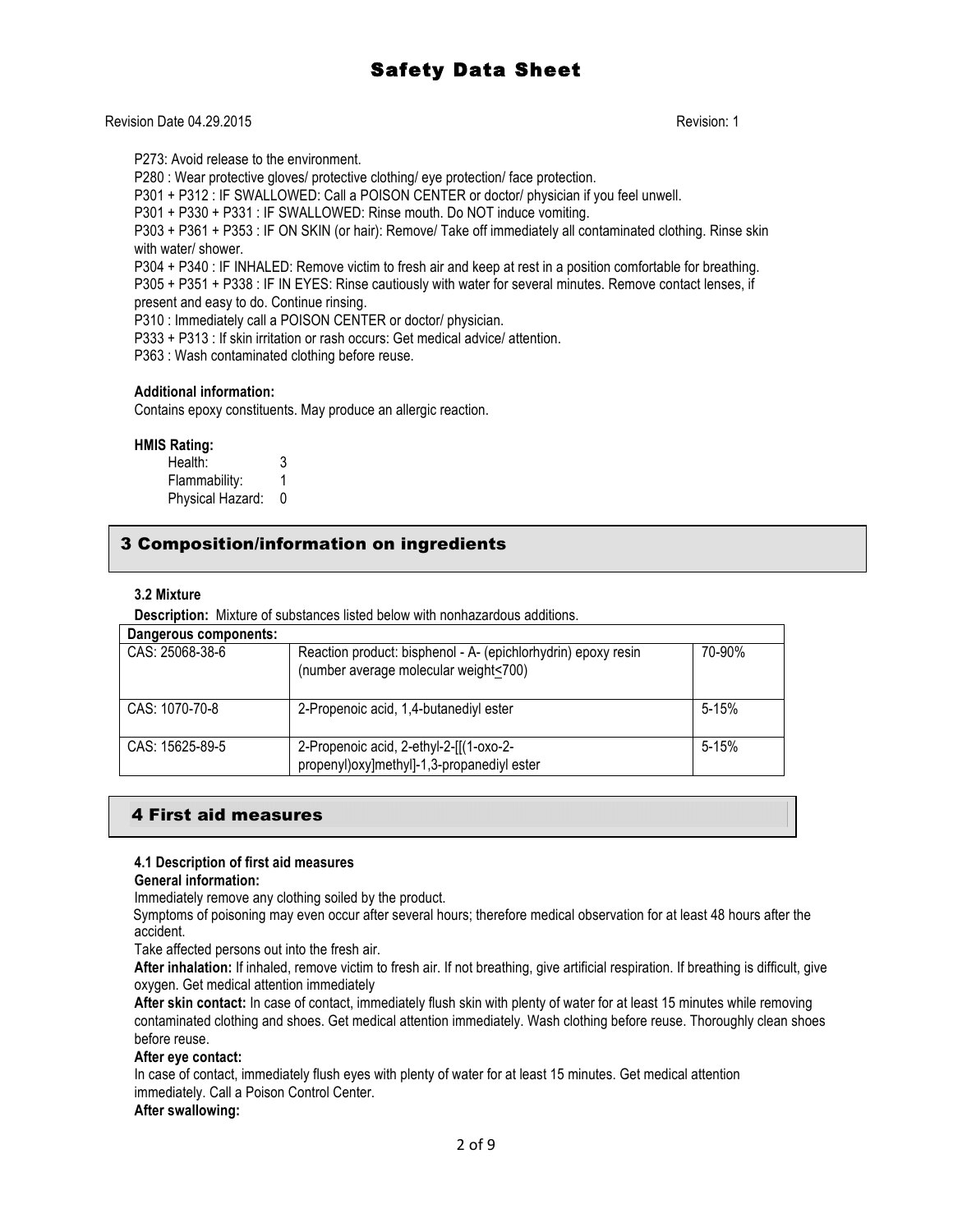P273: Avoid release to the environment.
P280 : Wear protective gloves/ protective clothing/ eye protection/ face protection.
P301 + P312 : IF SWALLOWED: Call a POISON CENTER or doctor/ physician if you feel unwell.
P301 + P330 + P331 : IF SWALLOWED: Rinse mouth. Do NOT induce vomiting.
P303 + P361 + P353 : IF ON SKIN (or hair): Remove/ Take off immediately all contaminated clothing. Rinse skin with water/ shower.
P304 + P340 : IF INHALED: Remove victim to fresh air and keep at rest in a position comfortable for breathing.
P305 + P351 + P338 : IF IN EYES: Rinse cautiously with water for several minutes. Remove contact lenses, if present and easy to do. Continue rinsing.
P310 : Immediately call a POISON CENTER or doctor/ physician.
P333 + P313 : If skin irritation or rash occurs: Get medical advice/ attention.
P363 : Wash contaminated clothing before reuse.

**Additional information:**
Contains epoxy constituents. May produce an allergic reaction.

**HMIS Rating:**
Health: 3
Flammability: 1
Physical Hazard: 0

## 3 Composition/information on ingredients

**3.2 Mixture**

**Description:** Mixture of substances listed below with nonhazardous additions.

| Dangerous components: | | |
|---|---|---|
| CAS: 25068-38-6 | Reaction product: bisphenol - A- (epichlorhydrin) epoxy resin (number average molecular weight≤700) | 70-90% |
| CAS: 1070-70-8 | 2-Propenoic acid, 1,4-butanediyl ester | 5-15% |
| CAS: 15625-89-5 | 2-Propenoic acid, 2-ethyl-2-[[(1-oxo-2-propenyl)oxy]methyl]-1,3-propanediyl ester | 5-15% |

## 4 First aid measures

**4.1 Description of first aid measures**

**General information:**
Immediately remove any clothing soiled by the product.
Symptoms of poisoning may even occur after several hours; therefore medical observation for at least 48 hours after the accident.
Take affected persons out into the fresh air.
**After inhalation:** If inhaled, remove victim to fresh air. If not breathing, give artificial respiration. If breathing is difficult, give oxygen. Get medical attention immediately
**After skin contact:** In case of contact, immediately flush skin with plenty of water for at least 15 minutes while removing contaminated clothing and shoes. Get medical attention immediately. Wash clothing before reuse. Thoroughly clean shoes before reuse.
**After eye contact:**
In case of contact, immediately flush eyes with plenty of water for at least 15 minutes. Get medical attention immediately. Call a Poison Control Center.
**After swallowing:**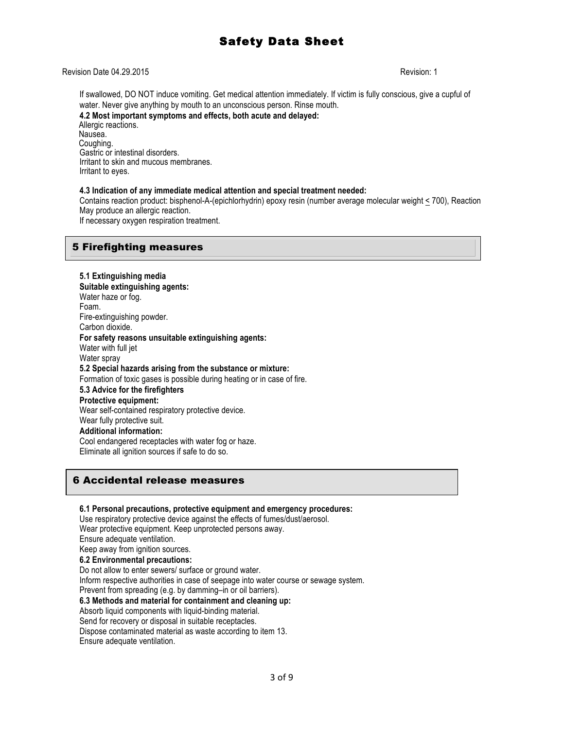If swallowed, DO NOT induce vomiting. Get medical attention immediately. If victim is fully conscious, give a cupful of water. Never give anything by mouth to an unconscious person. Rinse mouth.

**4.2 Most important symptoms and effects, both acute and delayed:**

Allergic reactions.
Nausea.
Coughing.
Gastric or intestinal disorders.
Irritant to skin and mucous membranes.
Irritant to eyes.

**4.3 Indication of any immediate medical attention and special treatment needed:**

Contains reaction product: bisphenol-A-(epichlorhydrin) epoxy resin (number average molecular weight ≤ 700), Reaction
May produce an allergic reaction.
If necessary oxygen respiration treatment.

## 5 Firefighting measures

**5.1 Extinguishing media**

**Suitable extinguishing agents:**

Water haze or fog.
Foam.
Fire-extinguishing powder.
Carbon dioxide.

**For safety reasons unsuitable extinguishing agents:**

Water with full jet
Water spray

**5.2 Special hazards arising from the substance or mixture:**

Formation of toxic gases is possible during heating or in case of fire.

**5.3 Advice for the firefighters**

**Protective equipment:**

Wear self-contained respiratory protective device.
Wear fully protective suit.

**Additional information:**

Cool endangered receptacles with water fog or haze.
Eliminate all ignition sources if safe to do so.

## 6 Accidental release measures

**6.1 Personal precautions, protective equipment and emergency procedures:**

Use respiratory protective device against the effects of fumes/dust/aerosol.
Wear protective equipment. Keep unprotected persons away.
Ensure adequate ventilation.
Keep away from ignition sources.

**6.2 Environmental precautions:**

Do not allow to enter sewers/ surface or ground water.
Inform respective authorities in case of seepage into water course or sewage system.
Prevent from spreading (e.g. by damming–in or oil barriers).

**6.3 Methods and material for containment and cleaning up:**

Absorb liquid components with liquid-binding material.
Send for recovery or disposal in suitable receptacles.
Dispose contaminated material as waste according to item 13.
Ensure adequate ventilation.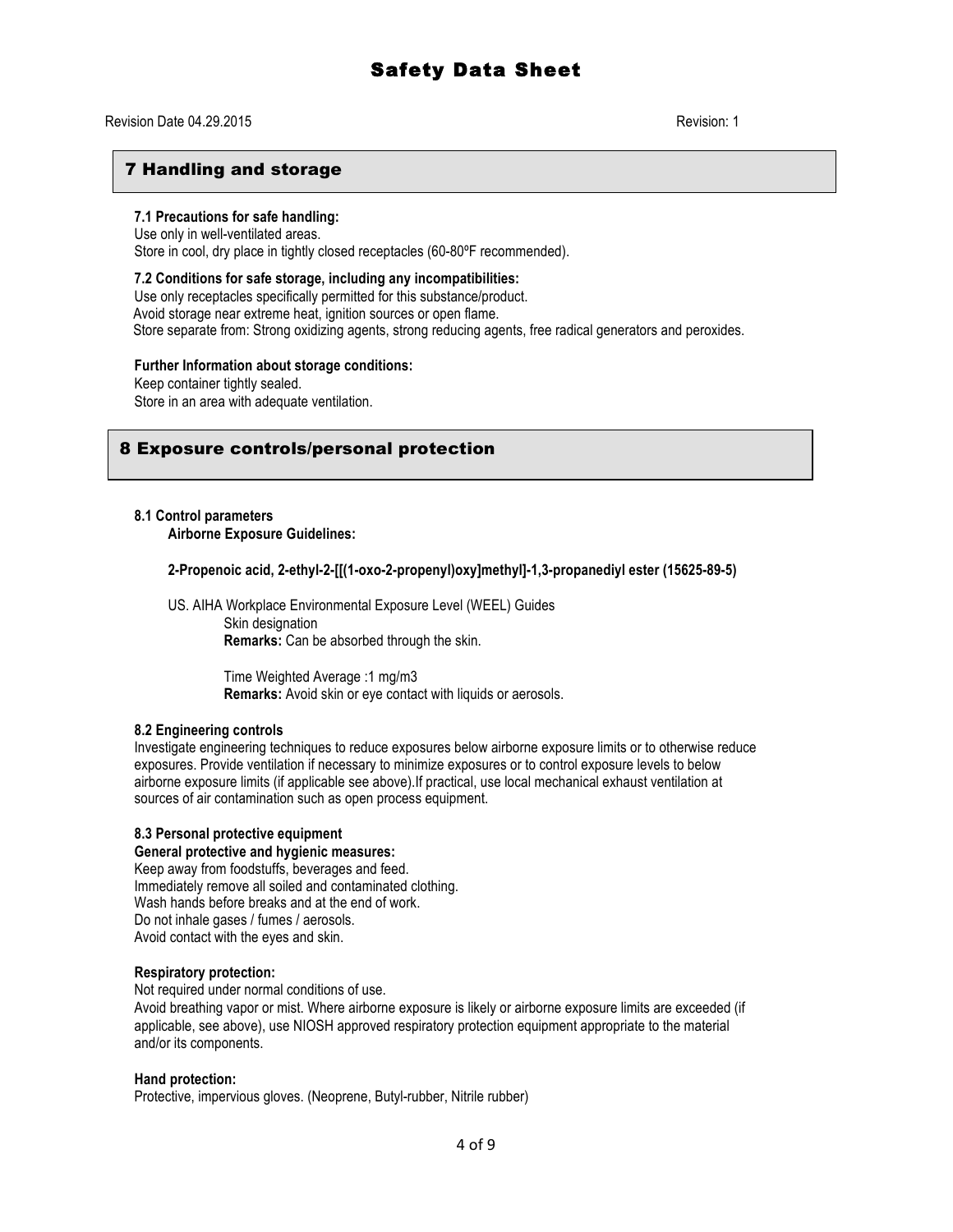Revision Date 04.29.2015 Revision: 1

## 7 Handling and storage

**7.1 Precautions for safe handling:**
Use only in well-ventilated areas.
Store in cool, dry place in tightly closed receptacles (60-80ºF recommended).

**7.2 Conditions for safe storage, including any incompatibilities:**
Use only receptacles specifically permitted for this substance/product.
Avoid storage near extreme heat, ignition sources or open flame.
Store separate from: Strong oxidizing agents, strong reducing agents, free radical generators and peroxides.

**Further Information about storage conditions:**
Keep container tightly sealed.
Store in an area with adequate ventilation.

## 8 Exposure controls/personal protection

**8.1 Control parameters**
**Airborne Exposure Guidelines:**

**2-Propenoic acid, 2-ethyl-2-[[(1-oxo-2-propenyl)oxy]methyl]-1,3-propanediyl ester (15625-89-5)**

US. AIHA Workplace Environmental Exposure Level (WEEL) Guides
Skin designation
**Remarks:** Can be absorbed through the skin.

Time Weighted Average :1 mg/m3
**Remarks:** Avoid skin or eye contact with liquids or aerosols.

**8.2 Engineering controls**
Investigate engineering techniques to reduce exposures below airborne exposure limits or to otherwise reduce exposures. Provide ventilation if necessary to minimize exposures or to control exposure levels to below airborne exposure limits (if applicable see above).If practical, use local mechanical exhaust ventilation at sources of air contamination such as open process equipment.

**8.3 Personal protective equipment**
**General protective and hygienic measures:**
Keep away from foodstuffs, beverages and feed.
Immediately remove all soiled and contaminated clothing.
Wash hands before breaks and at the end of work.
Do not inhale gases / fumes / aerosols.
Avoid contact with the eyes and skin.

**Respiratory protection:**
Not required under normal conditions of use.
Avoid breathing vapor or mist. Where airborne exposure is likely or airborne exposure limits are exceeded (if applicable, see above), use NIOSH approved respiratory protection equipment appropriate to the material and/or its components.

**Hand protection:**
Protective, impervious gloves. (Neoprene, Butyl-rubber, Nitrile rubber)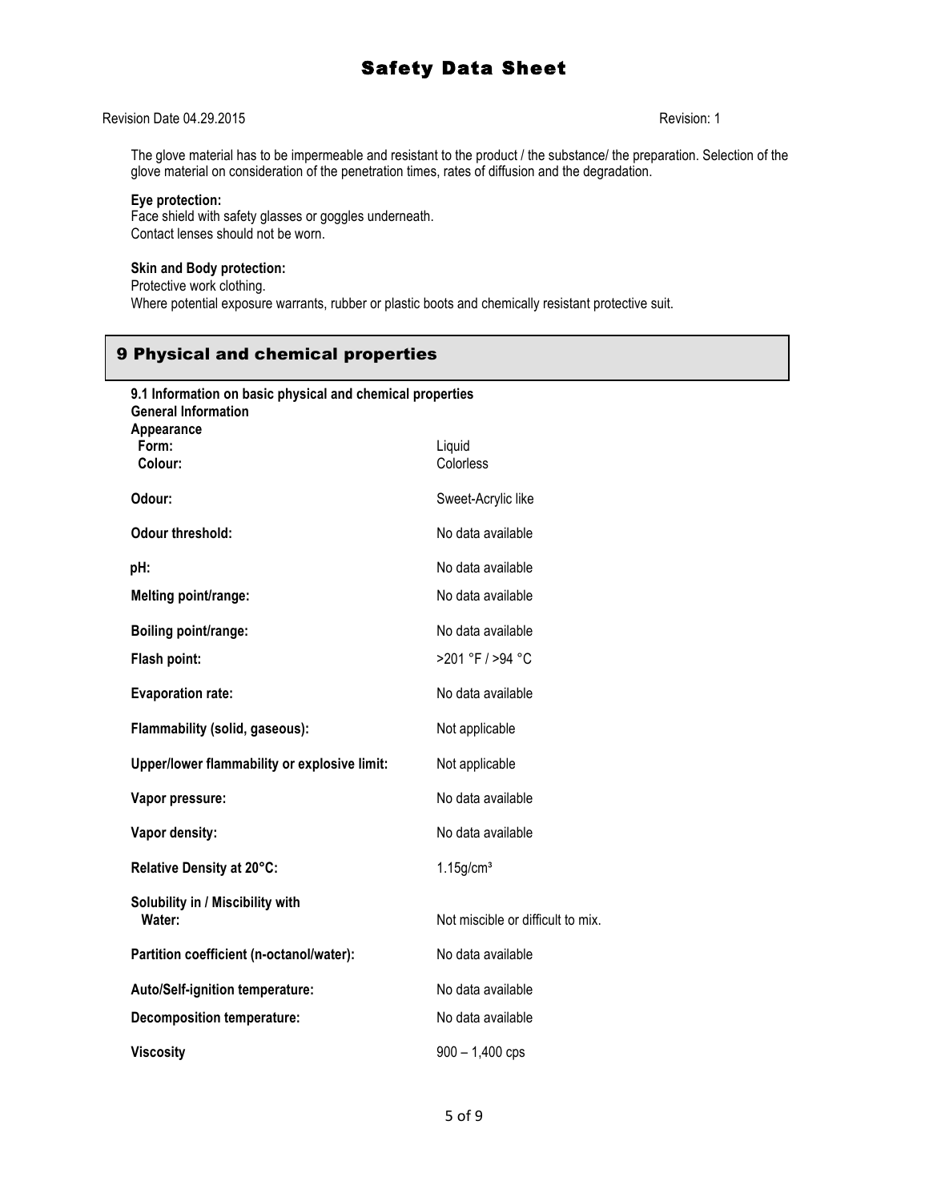The glove material has to be impermeable and resistant to the product / the substance/ the preparation. Selection of the glove material on consideration of the penetration times, rates of diffusion and the degradation.

**Eye protection:**
Face shield with safety glasses or goggles underneath.
Contact lenses should not be worn.

**Skin and Body protection:**
Protective work clothing.
Where potential exposure warrants, rubber or plastic boots and chemically resistant protective suit.

## 9 Physical and chemical properties

**9.1 Information on basic physical and chemical properties**

**General Information**

**Appearance**

| | |
|---|---|
| **Form:** | Liquid |
| **Colour:** | Colorless |
| **Odour:** | Sweet-Acrylic like |
| **Odour threshold:** | No data available |
| **pH:** | No data available |
| **Melting point/range:** | No data available |
| **Boiling point/range:** | No data available |
| **Flash point:** | >201 °F / >94 °C |
| **Evaporation rate:** | No data available |
| **Flammability (solid, gaseous):** | Not applicable |
| **Upper/lower flammability or explosive limit:** | Not applicable |
| **Vapor pressure:** | No data available |
| **Vapor density:** | No data available |
| **Relative Density at 20°C:** | 1.15g/cm³ |
| **Solubility in / Miscibility with Water:** | Not miscible or difficult to mix. |
| **Partition coefficient (n-octanol/water):** | No data available |
| **Auto/Self-ignition temperature:** | No data available |
| **Decomposition temperature:** | No data available |
| **Viscosity** | 900 – 1,400 cps |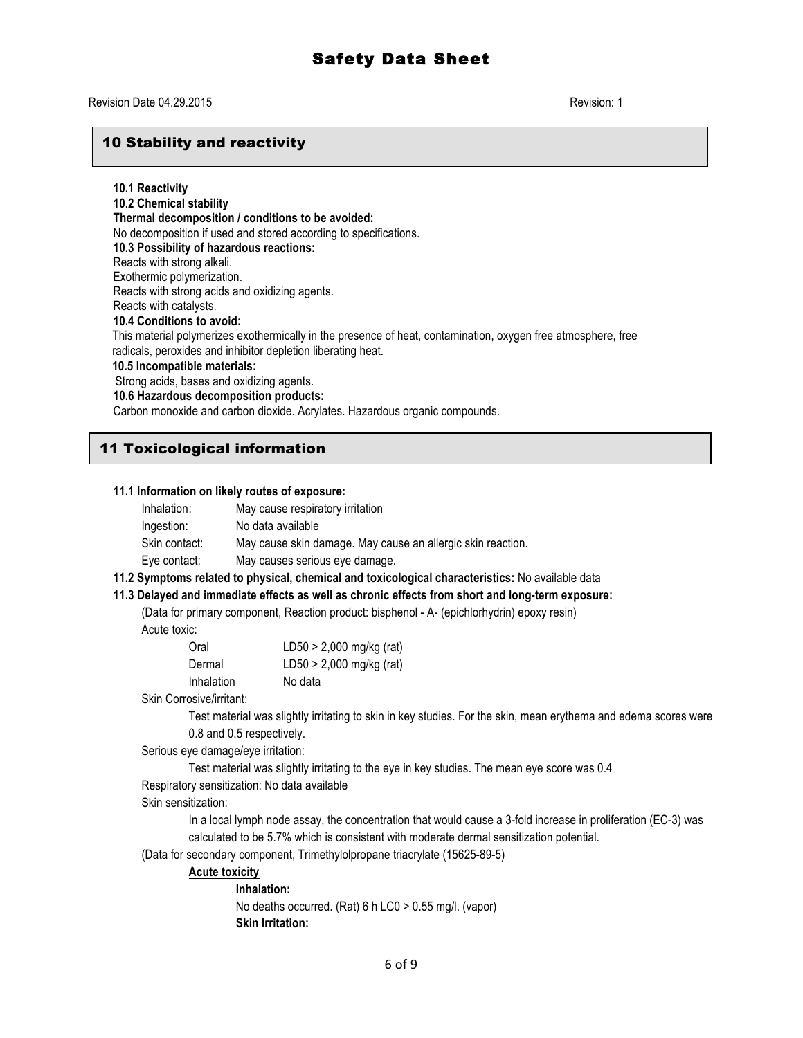## 10 Stability and reactivity

**10.1 Reactivity**

**10.2 Chemical stability**

**Thermal decomposition / conditions to be avoided:**

No decomposition if used and stored according to specifications.

**10.3 Possibility of hazardous reactions:**

Reacts with strong alkali.
Exothermic polymerization.
Reacts with strong acids and oxidizing agents.
Reacts with catalysts.

**10.4 Conditions to avoid:**

This material polymerizes exothermically in the presence of heat, contamination, oxygen free atmosphere, free radicals, peroxides and inhibitor depletion liberating heat.

**10.5 Incompatible materials:**

Strong acids, bases and oxidizing agents.

**10.6 Hazardous decomposition products:**

Carbon monoxide and carbon dioxide. Acrylates. Hazardous organic compounds.

## 11 Toxicological information

**11.1 Information on likely routes of exposure:**

| | |
|---|---|
| Inhalation: | May cause respiratory irritation |
| Ingestion: | No data available |
| Skin contact: | May cause skin damage. May cause an allergic skin reaction. |
| Eye contact: | May causes serious eye damage. |

**11.2 Symptoms related to physical, chemical and toxicological characteristics:** No available data

**11.3 Delayed and immediate effects as well as chronic effects from short and long-term exposure:**

(Data for primary component, Reaction product: bisphenol - A- (epichlorhydrin) epoxy resin)

Acute toxic:

| | |
|---|---|
| Oral | LD50 > 2,000 mg/kg (rat) |
| Dermal | LD50 > 2,000 mg/kg (rat) |
| Inhalation | No data |

Skin Corrosive/irritant:

Test material was slightly irritating to skin in key studies. For the skin, mean erythema and edema scores were 0.8 and 0.5 respectively.

Serious eye damage/eye irritation:

Test material was slightly irritating to the eye in key studies. The mean eye score was 0.4

Respiratory sensitization: No data available

Skin sensitization:

In a local lymph node assay, the concentration that would cause a 3-fold increase in proliferation (EC-3) was calculated to be 5.7% which is consistent with moderate dermal sensitization potential.

(Data for secondary component, Trimethylolpropane triacrylate (15625-89-5)

**Acute toxicity**

**Inhalation:**

No deaths occurred. (Rat) 6 h LC0 > 0.55 mg/l. (vapor)

**Skin Irritation:**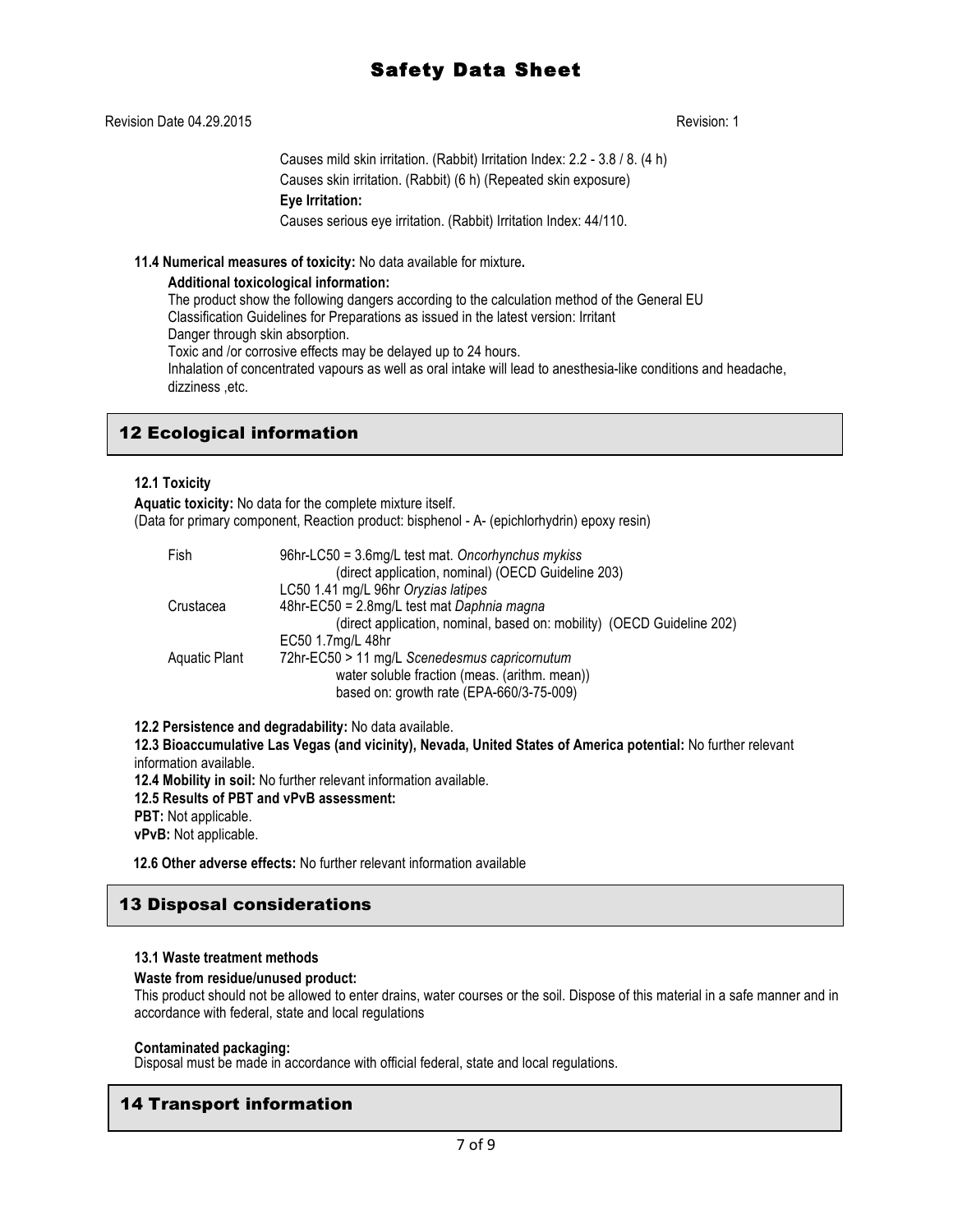Causes mild skin irritation. (Rabbit) Irritation Index: 2.2 - 3.8 / 8. (4 h)

Causes skin irritation. (Rabbit) (6 h) (Repeated skin exposure)

**Eye Irritation:**

Causes serious eye irritation. (Rabbit) Irritation Index: 44/110.

**11.4 Numerical measures of toxicity:** No data available for mixture**.**

**Additional toxicological information:**

The product show the following dangers according to the calculation method of the General EU Classification Guidelines for Preparations as issued in the latest version: Irritant

Danger through skin absorption.

Toxic and /or corrosive effects may be delayed up to 24 hours.

Inhalation of concentrated vapours as well as oral intake will lead to anesthesia-like conditions and headache, dizziness ,etc.

## 12 Ecological information

**12.1 Toxicity**

**Aquatic toxicity:** No data for the complete mixture itself.
(Data for primary component, Reaction product: bisphenol - A- (epichlorhydrin) epoxy resin)

| | |
|---|---|
| Fish | 96hr-LC50 = 3.6mg/L test mat. *Oncorhynchus mykiss* (direct application, nominal) (OECD Guideline 203) |
| | LC50 1.41 mg/L 96hr *Oryzias latipes* |
| Crustacea | 48hr-EC50 = 2.8mg/L test mat *Daphnia magna* (direct application, nominal, based on: mobility) (OECD Guideline 202) |
| | EC50 1.7mg/L 48hr |
| Aquatic Plant | 72hr-EC50 > 11 mg/L *Scenedesmus capricornutum* water soluble fraction (meas. (arithm. mean)) based on: growth rate (EPA-660/3-75-009) |

**12.2 Persistence and degradability:** No data available.

**12.3 Bioaccumulative Las Vegas (and vicinity), Nevada, United States of America potential:** No further relevant information available.

**12.4 Mobility in soil:** No further relevant information available.

**12.5 Results of PBT and vPvB assessment:**

**PBT:** Not applicable.

**vPvB:** Not applicable.

**12.6 Other adverse effects:** No further relevant information available

## 13 Disposal considerations

**13.1 Waste treatment methods**

**Waste from residue/unused product:**

This product should not be allowed to enter drains, water courses or the soil. Dispose of this material in a safe manner and in accordance with federal, state and local regulations

**Contaminated packaging:**

Disposal must be made in accordance with official federal, state and local regulations.

## 14 Transport information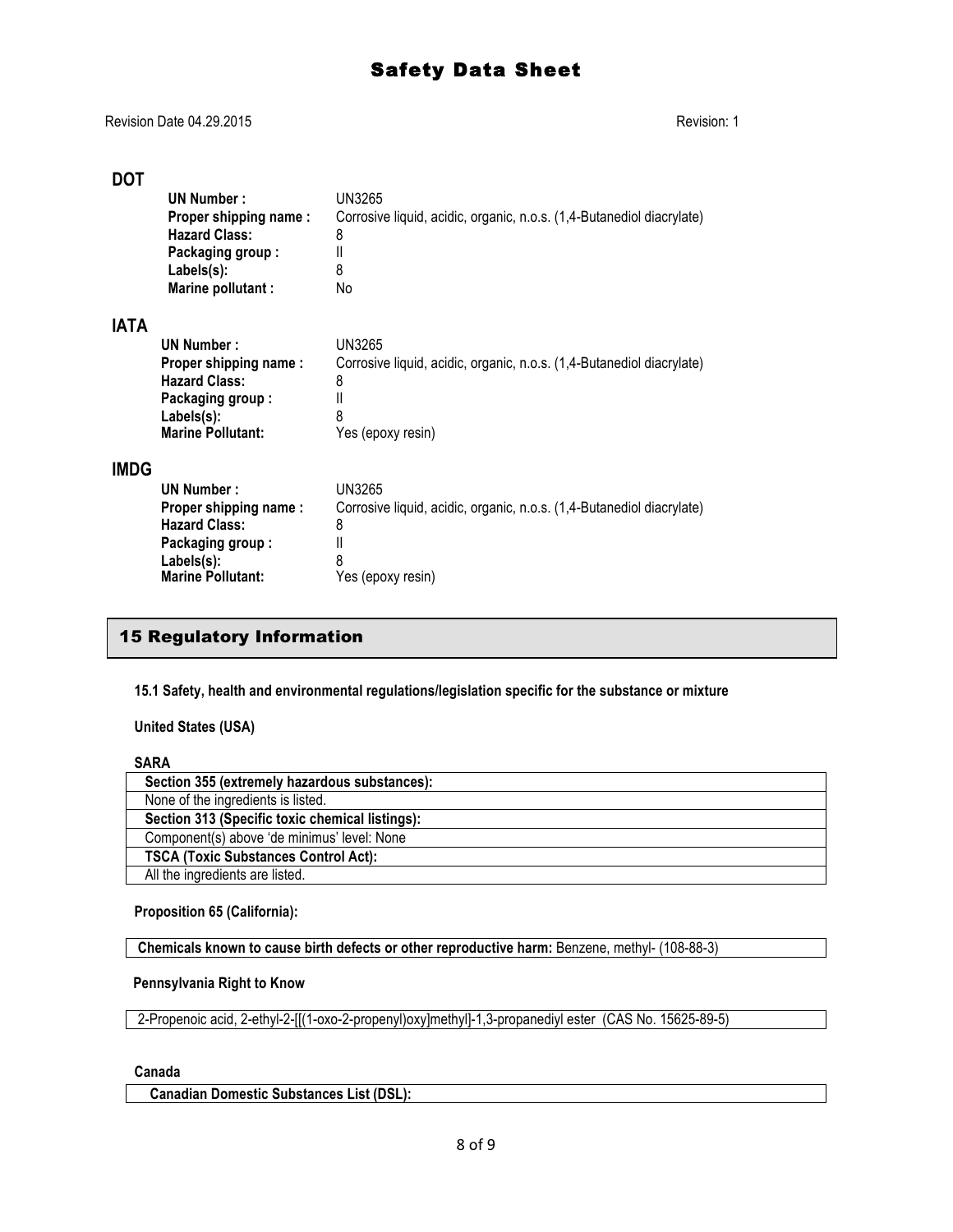### DOT

| | |
|---|---|
| **UN Number :** | UN3265 |
| **Proper shipping name :** | Corrosive liquid, acidic, organic, n.o.s. (1,4-Butanediol diacrylate) |
| **Hazard Class:** | 8 |
| **Packaging group :** | II |
| **Labels(s):** | 8 |
| **Marine pollutant :** | No |

### IATA

| | |
|---|---|
| **UN Number :** | UN3265 |
| **Proper shipping name :** | Corrosive liquid, acidic, organic, n.o.s. (1,4-Butanediol diacrylate) |
| **Hazard Class:** | 8 |
| **Packaging group :** | II |
| **Labels(s):** | 8 |
| **Marine Pollutant:** | Yes (epoxy resin) |

### IMDG

| | |
|---|---|
| **UN Number :** | UN3265 |
| **Proper shipping name :** | Corrosive liquid, acidic, organic, n.o.s. (1,4-Butanediol diacrylate) |
| **Hazard Class:** | 8 |
| **Packaging group :** | II |
| **Labels(s):** | 8 |
| **Marine Pollutant:** | Yes (epoxy resin) |

## 15 Regulatory Information

**15.1 Safety, health and environmental regulations/legislation specific for the substance or mixture**

**United States (USA)**

**SARA**

| **Section 355 (extremely hazardous substances):** |
|---|
| None of the ingredients is listed. |
| **Section 313 (Specific toxic chemical listings):** |
| Component(s) above 'de minimus' level: None |
| **TSCA (Toxic Substances Control Act):** |
| All the ingredients are listed. |

**Proposition 65 (California):**

| **Chemicals known to cause birth defects or other reproductive harm:** Benzene, methyl- (108-88-3) |
|---|

**Pennsylvania Right to Know**

| 2-Propenoic acid, 2-ethyl-2-[[(1-oxo-2-propenyl)oxy]methyl]-1,3-propanediyl ester (CAS No. 15625-89-5) |
|---|

**Canada**

| **Canadian Domestic Substances List (DSL):** |
|---|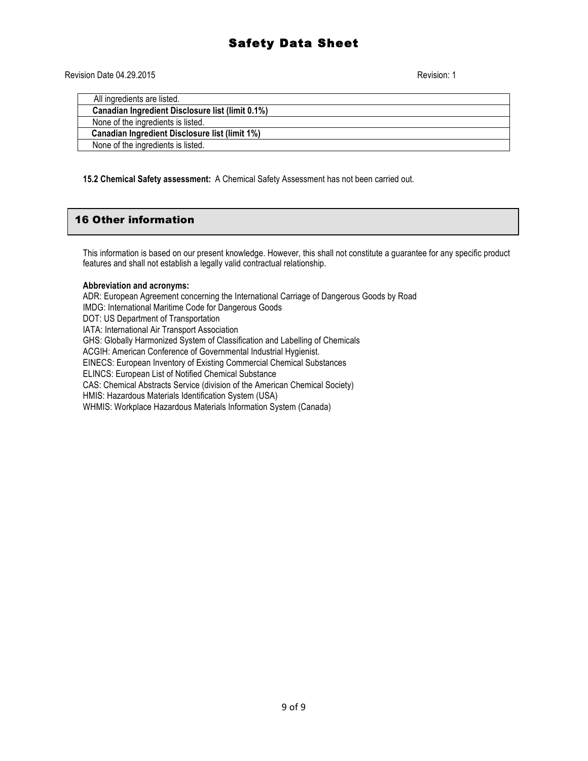| |
|---|
| All ingredients are listed. |
| **Canadian Ingredient Disclosure list (limit 0.1%)** |
| None of the ingredients is listed. |
| **Canadian Ingredient Disclosure list (limit 1%)** |
| None of the ingredients is listed. |

**15.2 Chemical Safety assessment:** A Chemical Safety Assessment has not been carried out.

## 16 Other information

This information is based on our present knowledge. However, this shall not constitute a guarantee for any specific product features and shall not establish a legally valid contractual relationship.

**Abbreviation and acronyms:**

ADR: European Agreement concerning the International Carriage of Dangerous Goods by Road
IMDG: International Maritime Code for Dangerous Goods
DOT: US Department of Transportation
IATA: International Air Transport Association
GHS: Globally Harmonized System of Classification and Labelling of Chemicals
ACGIH: American Conference of Governmental Industrial Hygienist.
EINECS: European Inventory of Existing Commercial Chemical Substances
ELINCS: European List of Notified Chemical Substance
CAS: Chemical Abstracts Service (division of the American Chemical Society)
HMIS: Hazardous Materials Identification System (USA)
WHMIS: Workplace Hazardous Materials Information System (Canada)